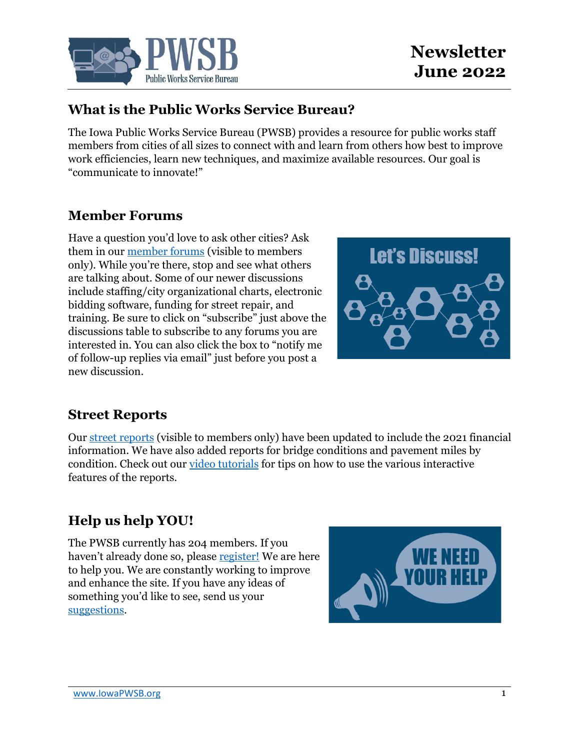# Newsletter June 2022

## What is the Public Works Service Bureau?

The Iowa Public Works Service Bureau (PWSB) provides a resource for public works staff members from cities of all sizes to connect with and learn from others how best to improve work efficiencies, learn new techniques, and maximize available resources. Our goal is "communicate to innovate!"

## Member Forums

Have a question you'd love to ask other cities? Ask them in our member forums (visible to members only). While you're there, stop and see what others are talking about. Some of our newer discussions include staffing/city organizational charts, electronic bidding software, funding for street repair, and training. Be sure to click on "subscribe" just above the discussions table to subscribe to any forums you are interested in. You can also click the box to "notify me of follow-up replies via email" just before you post a new discussion.

## Street Reports

Our street reports (visible to members only) have been updated to include the 2021 financial information. We have also added reports for bridge conditions and pavement miles by condition. Check out our video tutorials for tips on how to use the various interactive features of the reports.

## Help us help YOU!

The PWSB currently has 204 members. If you haven't already done so, please register! We are here to help you. We are constantly working to improve and enhance the site. If you have any ideas of something you'd like to see, send us your suggestions.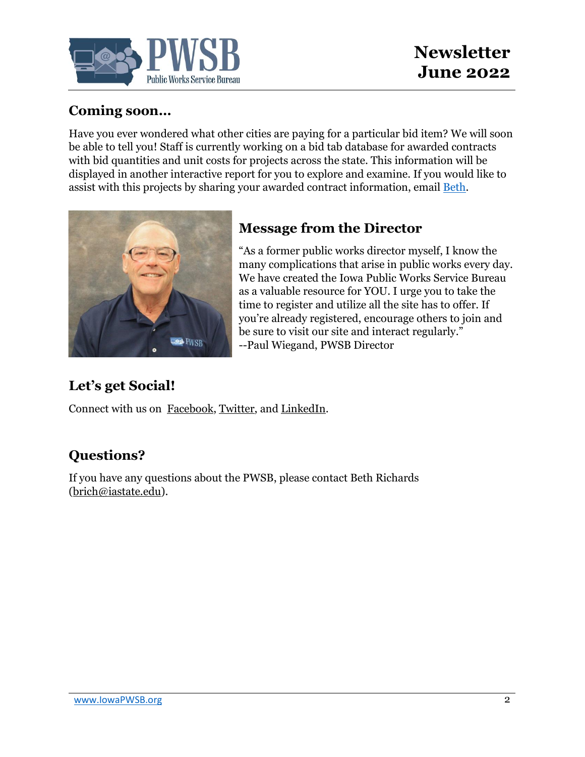## Coming soon…

Have you ever wondered what other cities are paying for a particular bid item? We will soon be able to tell you! Staff is currently working on a bid tab database for awarded contracts with bid quantities and unit costs for projects across the state. This information will be displayed in another interactive report for you to explore and examine. If you would like to assist with this projects by sharing your awarded contract information, email Beth.

## Message from the Director

"As a former public works director myself, I know the many complications that arise in public works every day. We have created the Iowa Public Works Service Bureau as a valuable resource for YOU. I urge you to take the time to register and utilize all the site has to offer. If you're already registered, encourage others to join and be sure to visit our site and interact regularly."
--Paul Wiegand, PWSB Director

## Let's get Social!

Connect with us on Facebook, Twitter, and LinkedIn.

## Questions?

If you have any questions about the PWSB, please contact Beth Richards (brich@iastate.edu).